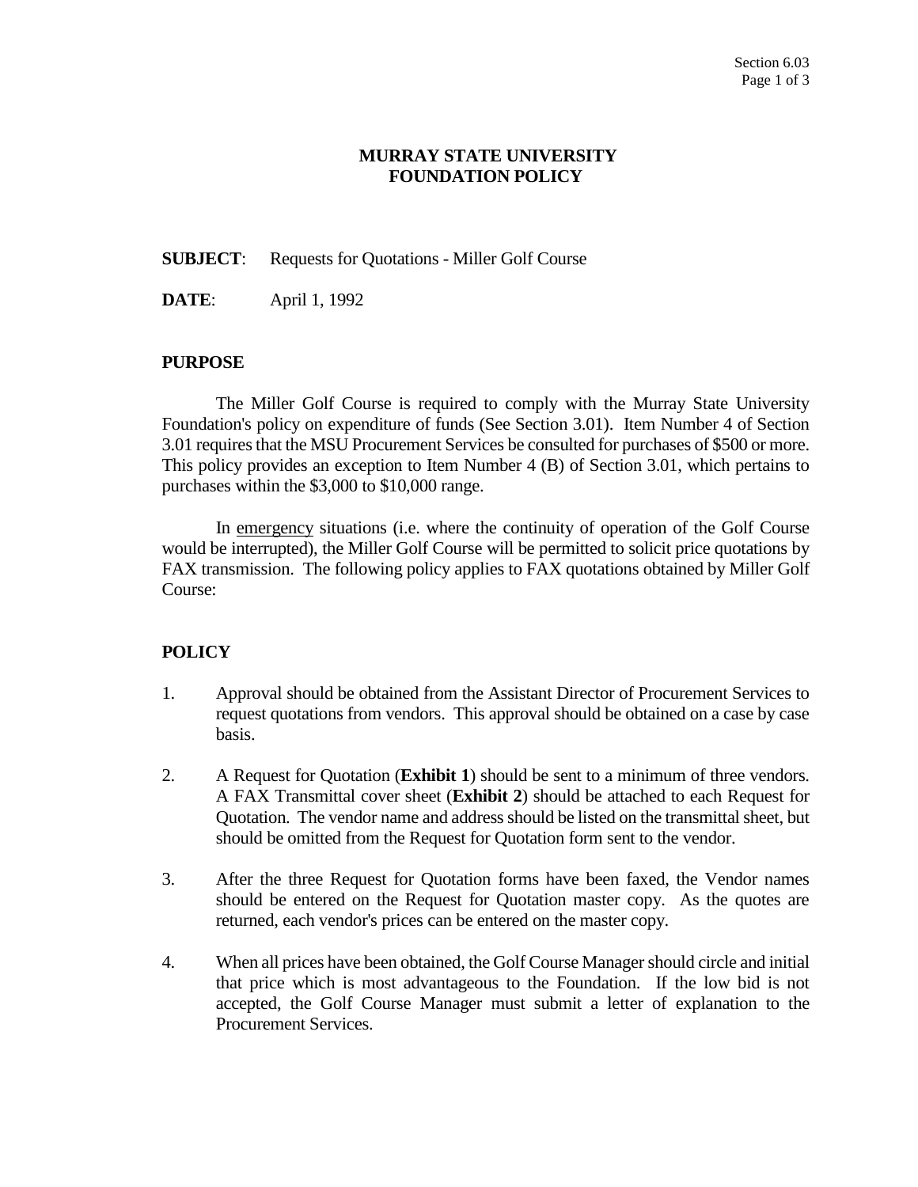# MURRAY STATE UNIVERSITY FOUNDATION POLICY

**SUBJECT**: Requests for Quotations - Miller Golf Course

**DATE**: April 1, 1992

## PURPOSE

The Miller Golf Course is required to comply with the Murray State University Foundation's policy on expenditure of funds (See Section 3.01). Item Number 4 of Section 3.01 requires that the MSU Procurement Services be consulted for purchases of $500 or more. This policy provides an exception to Item Number 4 (B) of Section 3.01, which pertains to purchases within the $3,000 to $10,000 range.

In <u>emergency</u> situations (i.e. where the continuity of operation of the Golf Course would be interrupted), the Miller Golf Course will be permitted to solicit price quotations by FAX transmission. The following policy applies to FAX quotations obtained by Miller Golf Course:

## POLICY

1. Approval should be obtained from the Assistant Director of Procurement Services to request quotations from vendors. This approval should be obtained on a case by case basis.

2. A Request for Quotation (**Exhibit 1**) should be sent to a minimum of three vendors. A FAX Transmittal cover sheet (**Exhibit 2**) should be attached to each Request for Quotation. The vendor name and address should be listed on the transmittal sheet, but should be omitted from the Request for Quotation form sent to the vendor.

3. After the three Request for Quotation forms have been faxed, the Vendor names should be entered on the Request for Quotation master copy. As the quotes are returned, each vendor's prices can be entered on the master copy.

4. When all prices have been obtained, the Golf Course Manager should circle and initial that price which is most advantageous to the Foundation. If the low bid is not accepted, the Golf Course Manager must submit a letter of explanation to the Procurement Services.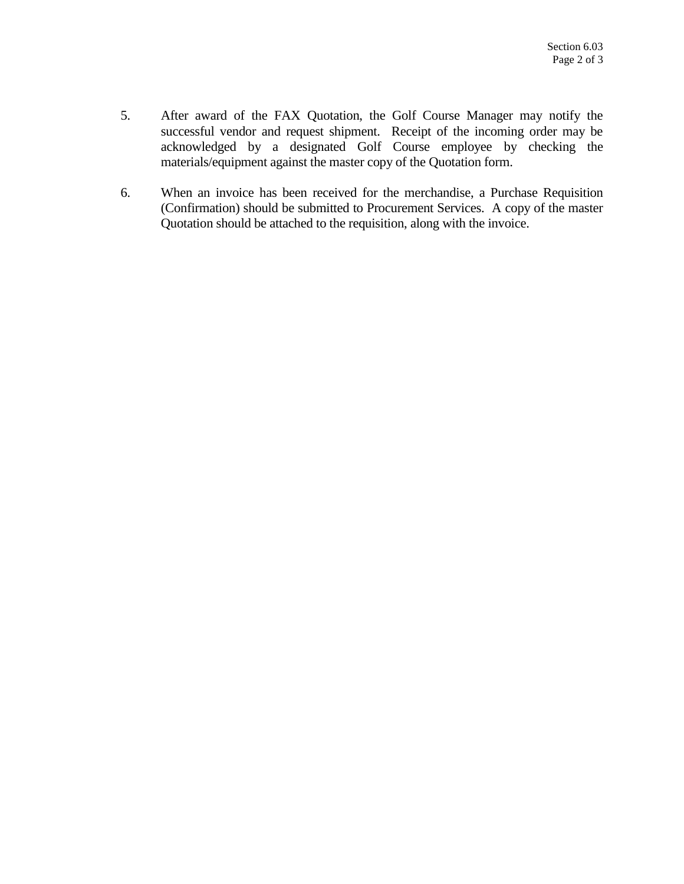5. After award of the FAX Quotation, the Golf Course Manager may notify the successful vendor and request shipment. Receipt of the incoming order may be acknowledged by a designated Golf Course employee by checking the materials/equipment against the master copy of the Quotation form.

6. When an invoice has been received for the merchandise, a Purchase Requisition (Confirmation) should be submitted to Procurement Services. A copy of the master Quotation should be attached to the requisition, along with the invoice.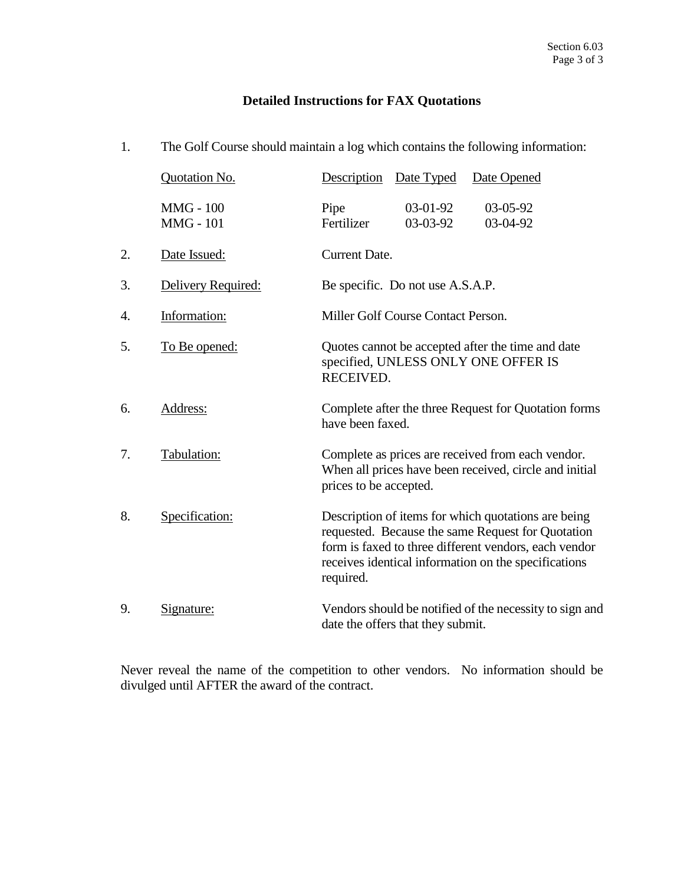## Detailed Instructions for FAX Quotations

1. The Golf Course should maintain a log which contains the following information:

| Quotation No. | Description | Date Typed | Date Opened |
|---|---|---|---|
| MMG - 100 | Pipe | 03-01-92 | 03-05-92 |
| MMG - 101 | Fertilizer | 03-03-92 | 03-04-92 |

2. Date Issued: Current Date.

3. Delivery Required: Be specific. Do not use A.S.A.P.

4. Information: Miller Golf Course Contact Person.

5. To Be opened: Quotes cannot be accepted after the time and date specified, UNLESS ONLY ONE OFFER IS RECEIVED.

6. Address: Complete after the three Request for Quotation forms have been faxed.

7. Tabulation: Complete as prices are received from each vendor. When all prices have been received, circle and initial prices to be accepted.

8. Specification: Description of items for which quotations are being requested. Because the same Request for Quotation form is faxed to three different vendors, each vendor receives identical information on the specifications required.

9. Signature: Vendors should be notified of the necessity to sign and date the offers that they submit.

Never reveal the name of the competition to other vendors. No information should be divulged until AFTER the award of the contract.